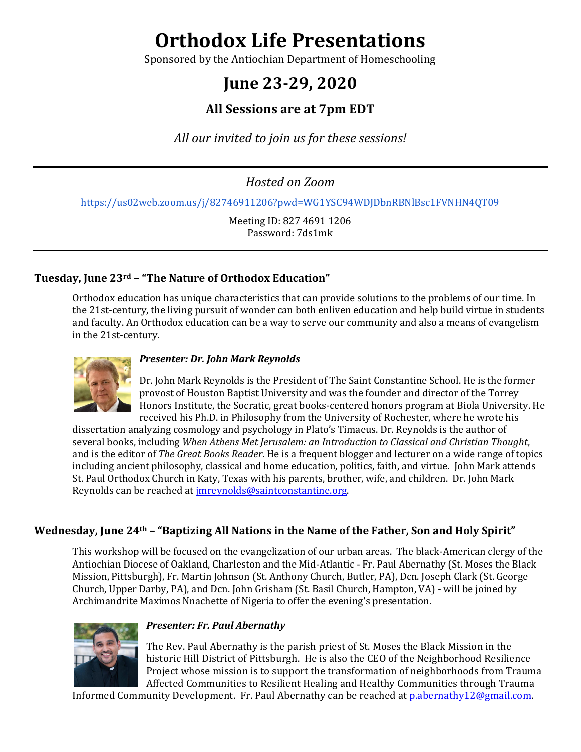# Orthodox Life Presentations

Sponsored by the Antiochian Department of Homeschooling

## June 23-29, 2020

### All Sessions are at 7pm EDT

*All our invited to join us for these sessions!*

---

*Hosted on Zoom*

https://us02web.zoom.us/j/82746911206?pwd=WG1YSC94WDJDbnRBNlBsc1FVNHN4QT09

Meeting ID: 827 4691 1206
Password: 7ds1mk

---

### Tuesday, June 23rd – "The Nature of Orthodox Education"

Orthodox education has unique characteristics that can provide solutions to the problems of our time. In the 21st-century, the living pursuit of wonder can both enliven education and help build virtue in students and faculty. An Orthodox education can be a way to serve our community and also a means of evangelism in the 21st-century.

***Presenter: Dr. John Mark Reynolds***

Dr. John Mark Reynolds is the President of The Saint Constantine School. He is the former provost of Houston Baptist University and was the founder and director of the Torrey Honors Institute, the Socratic, great books-centered honors program at Biola University. He received his Ph.D. in Philosophy from the University of Rochester, where he wrote his dissertation analyzing cosmology and psychology in Plato's Timaeus. Dr. Reynolds is the author of several books, including *When Athens Met Jerusalem: an Introduction to Classical and Christian Thought*, and is the editor of *The Great Books Reader*. He is a frequent blogger and lecturer on a wide range of topics including ancient philosophy, classical and home education, politics, faith, and virtue. John Mark attends St. Paul Orthodox Church in Katy, Texas with his parents, brother, wife, and children. Dr. John Mark Reynolds can be reached at jmreynolds@saintconstantine.org.

### Wednesday, June 24th – "Baptizing All Nations in the Name of the Father, Son and Holy Spirit"

This workshop will be focused on the evangelization of our urban areas. The black-American clergy of the Antiochian Diocese of Oakland, Charleston and the Mid-Atlantic - Fr. Paul Abernathy (St. Moses the Black Mission, Pittsburgh), Fr. Martin Johnson (St. Anthony Church, Butler, PA), Dcn. Joseph Clark (St. George Church, Upper Darby, PA), and Dcn. John Grisham (St. Basil Church, Hampton, VA) - will be joined by Archimandrite Maximos Nnachette of Nigeria to offer the evening's presentation.

***Presenter: Fr. Paul Abernathy***

The Rev. Paul Abernathy is the parish priest of St. Moses the Black Mission in the historic Hill District of Pittsburgh. He is also the CEO of the Neighborhood Resilience Project whose mission is to support the transformation of neighborhoods from Trauma Affected Communities to Resilient Healing and Healthy Communities through Trauma Informed Community Development. Fr. Paul Abernathy can be reached at p.abernathy12@gmail.com.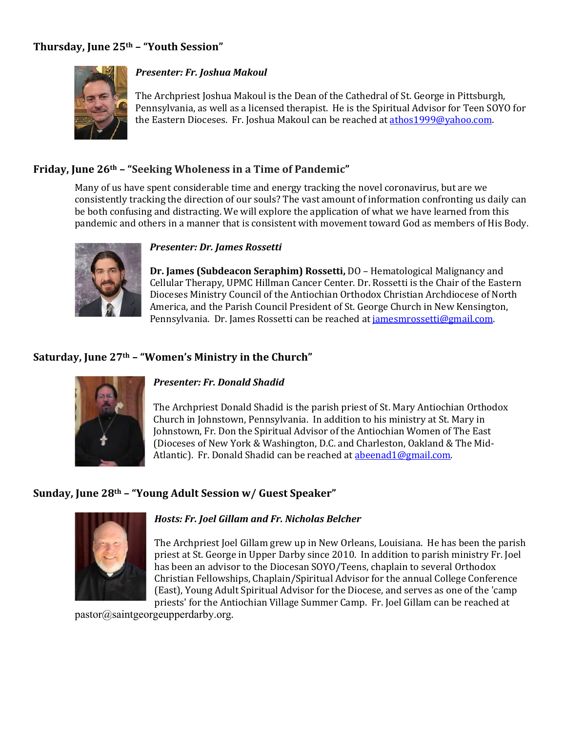### Thursday, June 25th – "Youth Session"

***Presenter: Fr. Joshua Makoul***

The Archpriest Joshua Makoul is the Dean of the Cathedral of St. George in Pittsburgh, Pennsylvania, as well as a licensed therapist. He is the Spiritual Advisor for Teen SOYO for the Eastern Dioceses. Fr. Joshua Makoul can be reached at athos1999@yahoo.com.

### Friday, June 26th – "Seeking Wholeness in a Time of Pandemic"

Many of us have spent considerable time and energy tracking the novel coronavirus, but are we consistently tracking the direction of our souls? The vast amount of information confronting us daily can be both confusing and distracting. We will explore the application of what we have learned from this pandemic and others in a manner that is consistent with movement toward God as members of His Body.

***Presenter: Dr. James Rossetti***

**Dr. James (Subdeacon Seraphim) Rossetti,** DO – Hematological Malignancy and Cellular Therapy, UPMC Hillman Cancer Center. Dr. Rossetti is the Chair of the Eastern Dioceses Ministry Council of the Antiochian Orthodox Christian Archdiocese of North America, and the Parish Council President of St. George Church in New Kensington, Pennsylvania. Dr. James Rossetti can be reached at jamesmrossetti@gmail.com.

### Saturday, June 27th – "Women's Ministry in the Church"

***Presenter: Fr. Donald Shadid***

The Archpriest Donald Shadid is the parish priest of St. Mary Antiochian Orthodox Church in Johnstown, Pennsylvania. In addition to his ministry at St. Mary in Johnstown, Fr. Don the Spiritual Advisor of the Antiochian Women of The East (Dioceses of New York & Washington, D.C. and Charleston, Oakland & The Mid-Atlantic). Fr. Donald Shadid can be reached at abeenad1@gmail.com.

### Sunday, June 28th – "Young Adult Session w/ Guest Speaker"

***Hosts: Fr. Joel Gillam and Fr. Nicholas Belcher***

The Archpriest Joel Gillam grew up in New Orleans, Louisiana. He has been the parish priest at St. George in Upper Darby since 2010. In addition to parish ministry Fr. Joel has been an advisor to the Diocesan SOYO/Teens, chaplain to several Orthodox Christian Fellowships, Chaplain/Spiritual Advisor for the annual College Conference (East), Young Adult Spiritual Advisor for the Diocese, and serves as one of the 'camp priests' for the Antiochian Village Summer Camp. Fr. Joel Gillam can be reached at pastor@saintgeorgeupperdarby.org.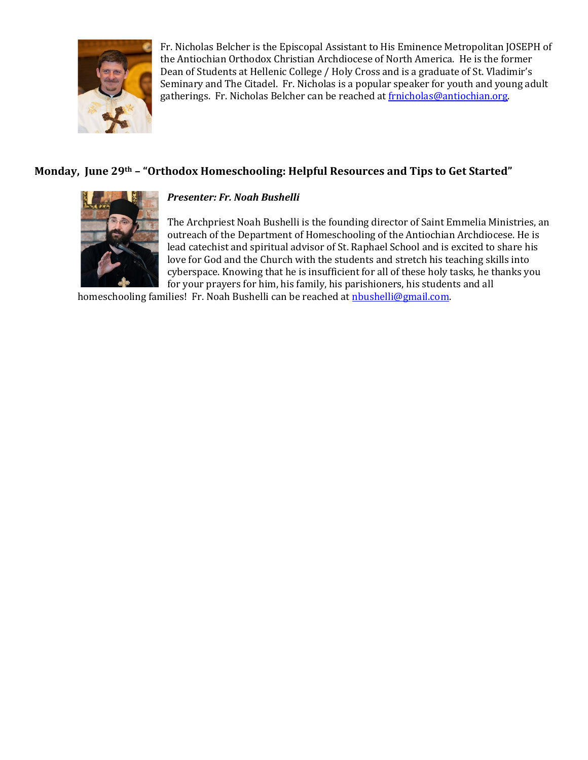Fr. Nicholas Belcher is the Episcopal Assistant to His Eminence Metropolitan JOSEPH of the Antiochian Orthodox Christian Archdiocese of North America. He is the former Dean of Students at Hellenic College / Holy Cross and is a graduate of St. Vladimir's Seminary and The Citadel. Fr. Nicholas is a popular speaker for youth and young adult gatherings. Fr. Nicholas Belcher can be reached at frnicholas@antiochian.org.

**Monday, June 29th – "Orthodox Homeschooling: Helpful Resources and Tips to Get Started"**

***Presenter: Fr. Noah Bushelli***

The Archpriest Noah Bushelli is the founding director of Saint Emmelia Ministries, an outreach of the Department of Homeschooling of the Antiochian Archdiocese. He is lead catechist and spiritual advisor of St. Raphael School and is excited to share his love for God and the Church with the students and stretch his teaching skills into cyberspace. Knowing that he is insufficient for all of these holy tasks, he thanks you for your prayers for him, his family, his parishioners, his students and all homeschooling families! Fr. Noah Bushelli can be reached at nbushelli@gmail.com.